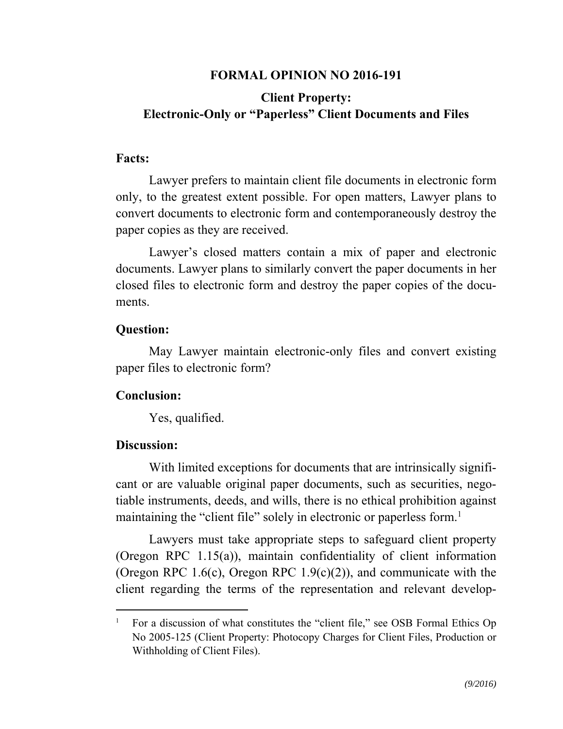# FORMAL OPINION NO 2016-191

## Client Property: Electronic-Only or "Paperless" Client Documents and Files

**Facts:**

Lawyer prefers to maintain client file documents in electronic form only, to the greatest extent possible. For open matters, Lawyer plans to convert documents to electronic form and contemporaneously destroy the paper copies as they are received.

Lawyer's closed matters contain a mix of paper and electronic documents. Lawyer plans to similarly convert the paper documents in her closed files to electronic form and destroy the paper copies of the documents.

**Question:**

May Lawyer maintain electronic-only files and convert existing paper files to electronic form?

**Conclusion:**

Yes, qualified.

**Discussion:**

With limited exceptions for documents that are intrinsically significant or are valuable original paper documents, such as securities, negotiable instruments, deeds, and wills, there is no ethical prohibition against maintaining the "client file" solely in electronic or paperless form.[1]

Lawyers must take appropriate steps to safeguard client property (Oregon RPC 1.15(a)), maintain confidentiality of client information (Oregon RPC 1.6(c), Oregon RPC 1.9(c)(2)), and communicate with the client regarding the terms of the representation and relevant develop-

---

[1] For a discussion of what constitutes the "client file," see OSB Formal Ethics Op No 2005-125 (Client Property: Photocopy Charges for Client Files, Production or Withholding of Client Files).

*(9/2016)*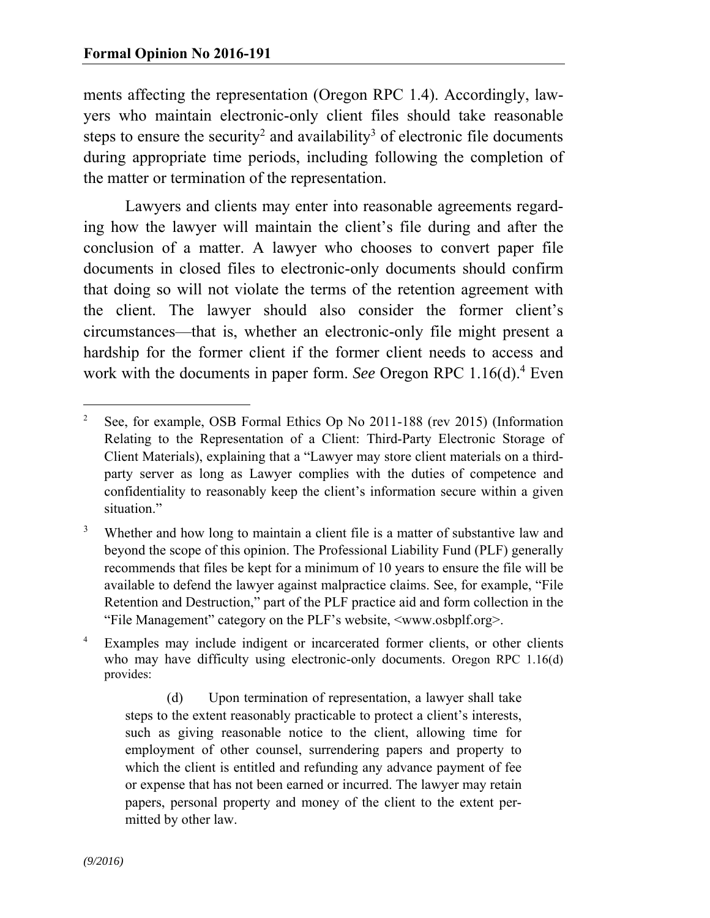ments affecting the representation (Oregon RPC 1.4). Accordingly, lawyers who maintain electronic-only client files should take reasonable steps to ensure the security[2] and availability[3] of electronic file documents during appropriate time periods, including following the completion of the matter or termination of the representation.

Lawyers and clients may enter into reasonable agreements regarding how the lawyer will maintain the client's file during and after the conclusion of a matter. A lawyer who chooses to convert paper file documents in closed files to electronic-only documents should confirm that doing so will not violate the terms of the retention agreement with the client. The lawyer should also consider the former client's circumstances—that is, whether an electronic-only file might present a hardship for the former client if the former client needs to access and work with the documents in paper form. *See* Oregon RPC 1.16(d).[4] Even

---

[2] See, for example, OSB Formal Ethics Op No 2011-188 (rev 2015) (Information Relating to the Representation of a Client: Third-Party Electronic Storage of Client Materials), explaining that a "Lawyer may store client materials on a third-party server as long as Lawyer complies with the duties of competence and confidentiality to reasonably keep the client's information secure within a given situation."

[3] Whether and how long to maintain a client file is a matter of substantive law and beyond the scope of this opinion. The Professional Liability Fund (PLF) generally recommends that files be kept for a minimum of 10 years to ensure the file will be available to defend the lawyer against malpractice claims. See, for example, "File Retention and Destruction," part of the PLF practice aid and form collection in the "File Management" category on the PLF's website, <www.osbplf.org>.

[4] Examples may include indigent or incarcerated former clients, or other clients who may have difficulty using electronic-only documents. Oregon RPC 1.16(d) provides:

> (d) Upon termination of representation, a lawyer shall take steps to the extent reasonably practicable to protect a client's interests, such as giving reasonable notice to the client, allowing time for employment of other counsel, surrendering papers and property to which the client is entitled and refunding any advance payment of fee or expense that has not been earned or incurred. The lawyer may retain papers, personal property and money of the client to the extent permitted by other law.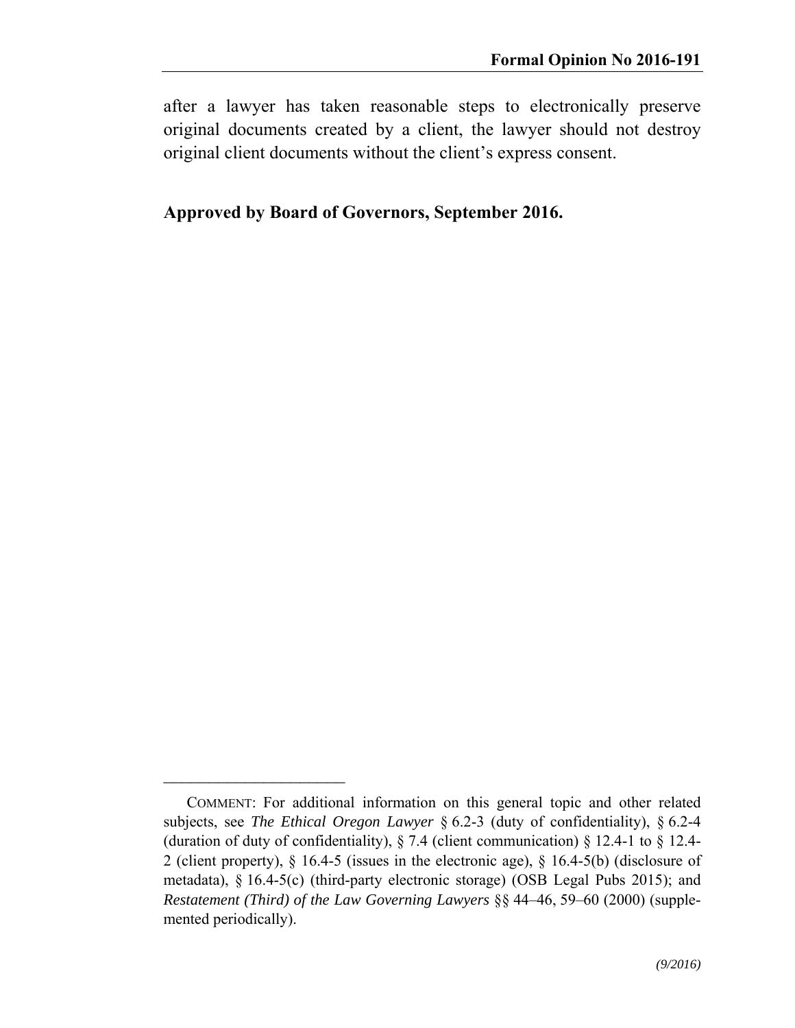after a lawyer has taken reasonable steps to electronically preserve original documents created by a client, the lawyer should not destroy original client documents without the client's express consent.

**Approved by Board of Governors, September 2016.**

---

COMMENT: For additional information on this general topic and other related subjects, see *The Ethical Oregon Lawyer* § 6.2-3 (duty of confidentiality), § 6.2-4 (duration of duty of confidentiality), § 7.4 (client communication) § 12.4-1 to § 12.4-2 (client property), § 16.4-5 (issues in the electronic age), § 16.4-5(b) (disclosure of metadata), § 16.4-5(c) (third-party electronic storage) (OSB Legal Pubs 2015); and *Restatement (Third) of the Law Governing Lawyers* §§ 44–46, 59–60 (2000) (supplemented periodically).

*(9/2016)*